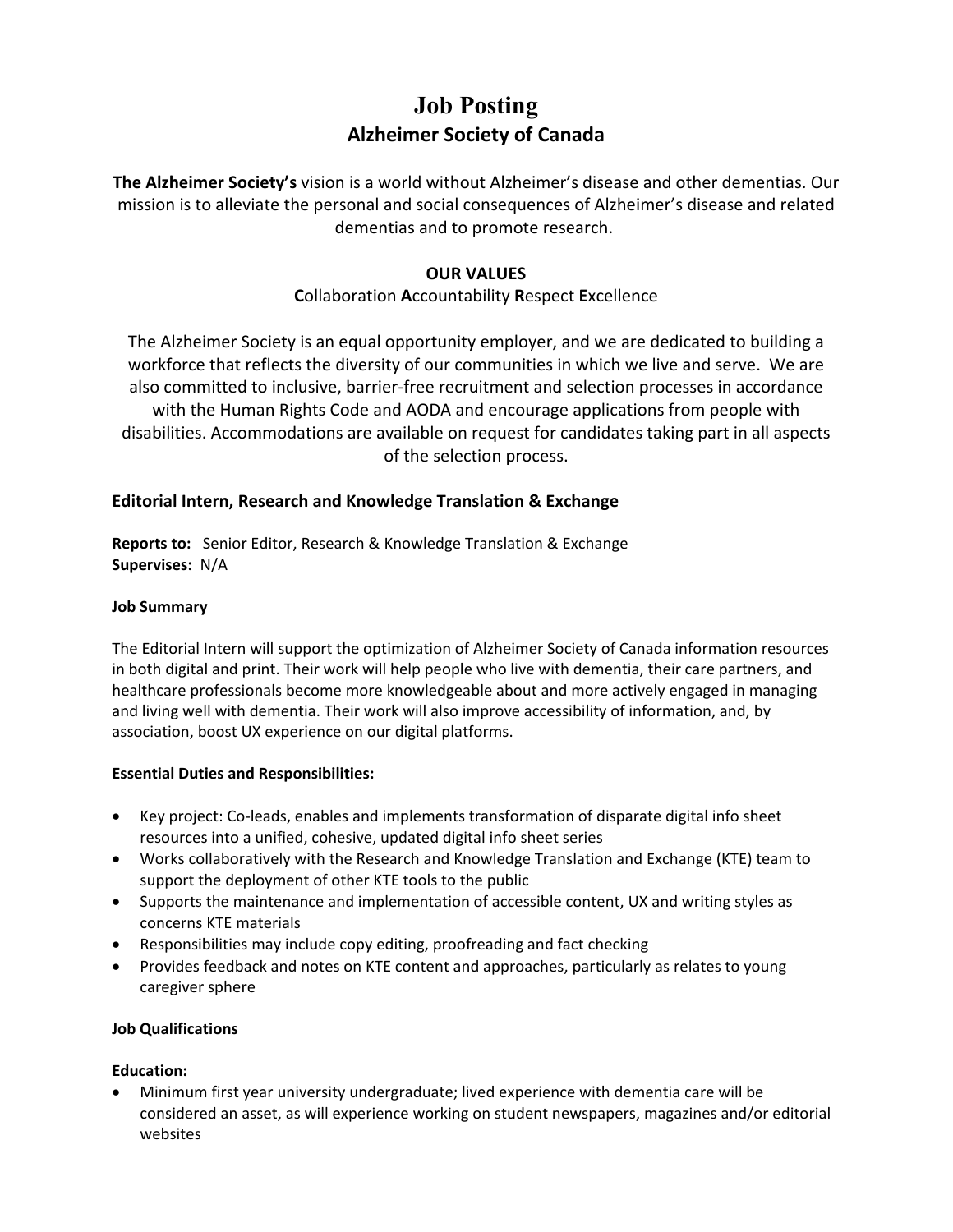# Job Posting

## Alzheimer Society of Canada

**The Alzheimer Society's** vision is a world without Alzheimer's disease and other dementias. Our mission is to alleviate the personal and social consequences of Alzheimer's disease and related dementias and to promote research.

**OUR VALUES**

**C**ollaboration **A**ccountability **R**espect **E**xcellence

The Alzheimer Society is an equal opportunity employer, and we are dedicated to building a workforce that reflects the diversity of our communities in which we live and serve. We are also committed to inclusive, barrier-free recruitment and selection processes in accordance with the Human Rights Code and AODA and encourage applications from people with disabilities. Accommodations are available on request for candidates taking part in all aspects of the selection process.

### Editorial Intern, Research and Knowledge Translation & Exchange

**Reports to:** Senior Editor, Research & Knowledge Translation & Exchange
**Supervises:** N/A

**Job Summary**

The Editorial Intern will support the optimization of Alzheimer Society of Canada information resources in both digital and print. Their work will help people who live with dementia, their care partners, and healthcare professionals become more knowledgeable about and more actively engaged in managing and living well with dementia. Their work will also improve accessibility of information, and, by association, boost UX experience on our digital platforms.

**Essential Duties and Responsibilities:**

- Key project: Co-leads, enables and implements transformation of disparate digital info sheet resources into a unified, cohesive, updated digital info sheet series
- Works collaboratively with the Research and Knowledge Translation and Exchange (KTE) team to support the deployment of other KTE tools to the public
- Supports the maintenance and implementation of accessible content, UX and writing styles as concerns KTE materials
- Responsibilities may include copy editing, proofreading and fact checking
- Provides feedback and notes on KTE content and approaches, particularly as relates to young caregiver sphere

**Job Qualifications**

**Education:**

- Minimum first year university undergraduate; lived experience with dementia care will be considered an asset, as will experience working on student newspapers, magazines and/or editorial websites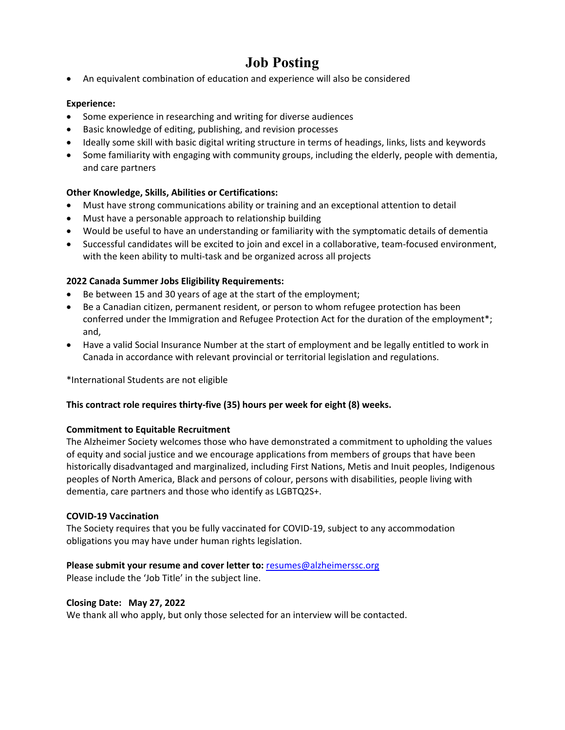# Job Posting

- An equivalent combination of education and experience will also be considered

**Experience:**

- Some experience in researching and writing for diverse audiences
- Basic knowledge of editing, publishing, and revision processes
- Ideally some skill with basic digital writing structure in terms of headings, links, lists and keywords
- Some familiarity with engaging with community groups, including the elderly, people with dementia, and care partners

**Other Knowledge, Skills, Abilities or Certifications:**

- Must have strong communications ability or training and an exceptional attention to detail
- Must have a personable approach to relationship building
- Would be useful to have an understanding or familiarity with the symptomatic details of dementia
- Successful candidates will be excited to join and excel in a collaborative, team-focused environment, with the keen ability to multi-task and be organized across all projects

**2022 Canada Summer Jobs Eligibility Requirements:**

- Be between 15 and 30 years of age at the start of the employment;
- Be a Canadian citizen, permanent resident, or person to whom refugee protection has been conferred under the Immigration and Refugee Protection Act for the duration of the employment*; and,
- Have a valid Social Insurance Number at the start of employment and be legally entitled to work in Canada in accordance with relevant provincial or territorial legislation and regulations.

*International Students are not eligible

**This contract role requires thirty-five (35) hours per week for eight (8) weeks.**

**Commitment to Equitable Recruitment**

The Alzheimer Society welcomes those who have demonstrated a commitment to upholding the values of equity and social justice and we encourage applications from members of groups that have been historically disadvantaged and marginalized, including First Nations, Metis and Inuit peoples, Indigenous peoples of North America, Black and persons of colour, persons with disabilities, people living with dementia, care partners and those who identify as LGBTQ2S+.

**COVID-19 Vaccination**

The Society requires that you be fully vaccinated for COVID-19, subject to any accommodation obligations you may have under human rights legislation.

**Please submit your resume and cover letter to:** [resumes@alzheimerssc.org](mailto:resumes@alzheimerssc.org)

Please include the 'Job Title' in the subject line.

**Closing Date: May 27, 2022**

We thank all who apply, but only those selected for an interview will be contacted.